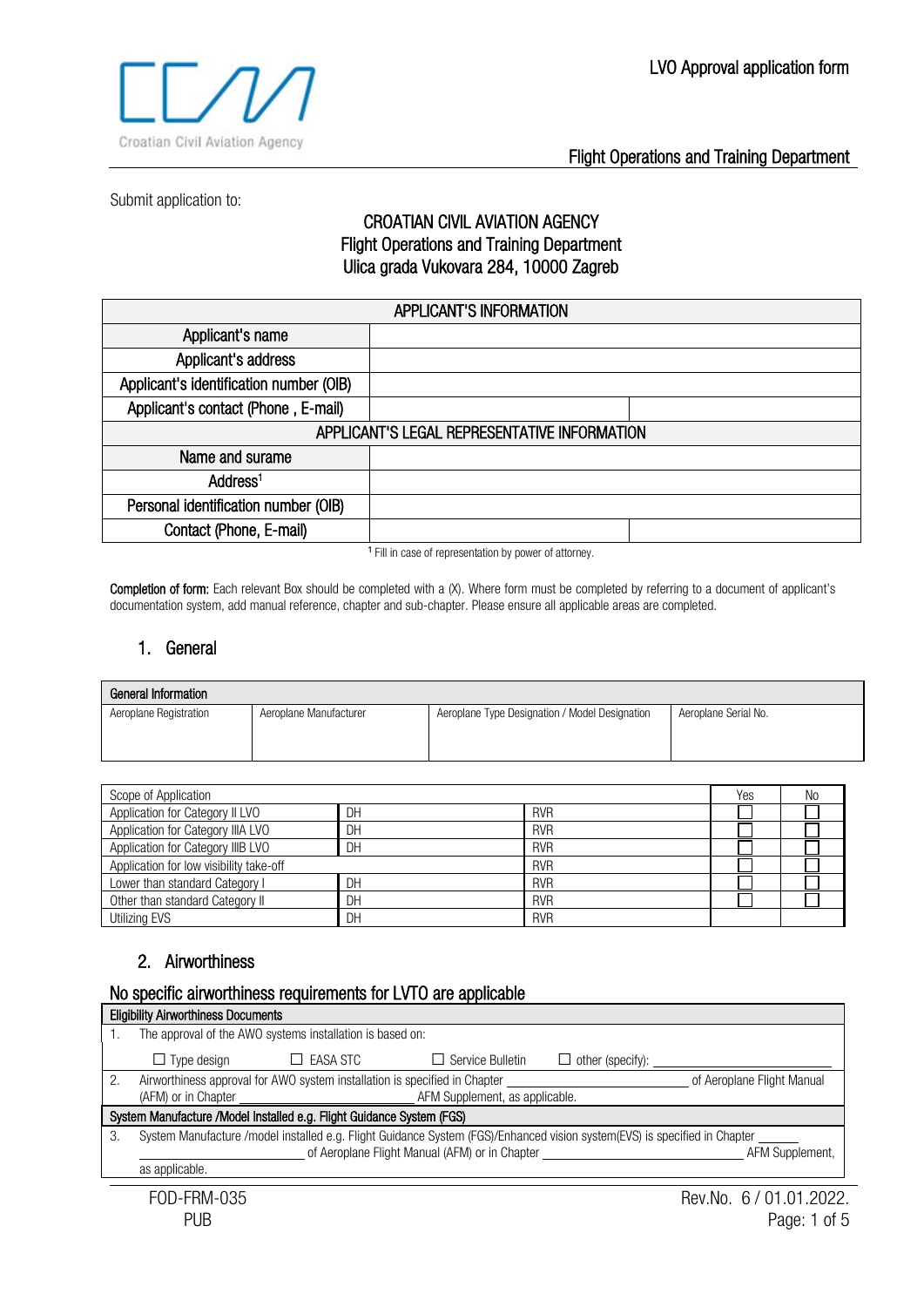LVO Approval application form

Flight Operations and Training Department

Submit application to:

**CROATIAN CIVIL AVIATION AGENCY**
**Flight Operations and Training Department**
**Ulica grada Vukovara 284, 10000 Zagreb**

| APPLICANT'S INFORMATION | | |
|---|---|---|
| Applicant's name | | |
| Applicant's address | | |
| Applicant's identification number (OIB) | | |
| Applicant's contact (Phone , E-mail) | | |
| **APPLICANT'S LEGAL REPRESENTATIVE INFORMATION** | | |
| Name and surame | | |
| Address[1] | | |
| Personal identification number (OIB) | | |
| Contact (Phone, E-mail) | | |

[1] Fill in case of representation by power of attorney.

**Completion of form:** Each relevant Box should be completed with a (X). Where form must be completed by referring to a document of applicant's documentation system, add manual reference, chapter and sub-chapter. Please ensure all applicable areas are completed.

## 1. General

| General Information | | | |
|---|---|---|---|
| Aeroplane Registration | Aeroplane Manufacturer | Aeroplane Type Designation / Model Designation | Aeroplane Serial No. |
| | | | |

| Scope of Application | | | Yes | No |
|---|---|---|---|---|
| Application for Category II LVO | DH | RVR | ☐ | ☐ |
| Application for Category IIIA LVO | DH | RVR | ☐ | ☐ |
| Application for Category IIIB LVO | DH | RVR | ☐ | ☐ |
| Application for low visibility take-off | | RVR | ☐ | ☐ |
| Lower than standard Category I | DH | RVR | ☐ | ☐ |
| Other than standard Category II | DH | RVR | ☐ | ☐ |
| Utilizing EVS | DH | RVR | | |

## 2. Airworthiness

### No specific airworthiness requirements for LVTO are applicable

| Eligibility Airworthiness Documents | |
|---|---|
| 1. | The approval of the AWO systems installation is based on: ☐ Type design ☐ EASA STC ☐ Service Bulletin ☐ other (specify): ________________ |
| 2. | Airworthiness approval for AWO system installation is specified in Chapter ________________ of Aeroplane Flight Manual (AFM) or in Chapter ________________ AFM Supplement, as applicable. |
| **System Manufacture /Model Installed e.g. Flight Guidance System (FGS)** | |
| 3. | System Manufacture /model installed e.g. Flight Guidance System (FGS)/Enhanced vision system(EVS) is specified in Chapter ________________ of Aeroplane Flight Manual (AFM) or in Chapter ________________ AFM Supplement, as applicable. |

FOD-FRM-035
PUB

Rev.No. 6 / 01.01.2022.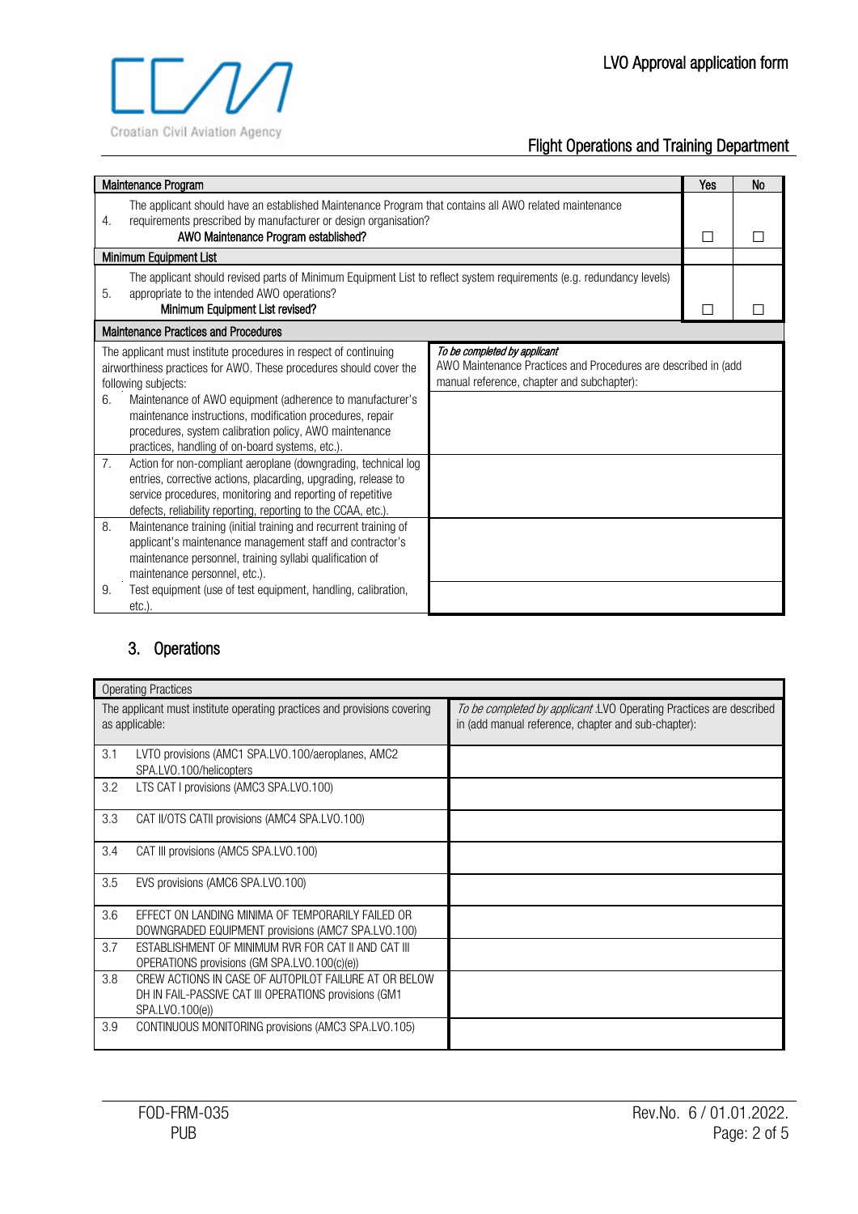| Maintenance Program | | Yes | No |
|---|---|---|---|
| 4. | The applicant should have an established Maintenance Program that contains all AWO related maintenance requirements prescribed by manufacturer or design organisation? **AWO Maintenance Program established?** | ☐ | ☐ |
| **Minimum Equipment List** | | | |
| 5. | The applicant should have revised parts of Minimum Equipment List to reflect system requirements (e.g. redundancy levels) appropriate to the intended AWO operations? **Minimum Equipment List revised?** | ☐ | ☐ |

| Maintenance Practices and Procedures | |
|---|---|
| The applicant must institute procedures in respect of continuing airworthiness practices for AWO. These procedures should cover the following subjects: | *To be completed by applicant* AWO Maintenance Practices and Procedures are described in (add manual reference, chapter and subchapter): |
| 6. Maintenance of AWO equipment (adherence to manufacturer's maintenance instructions, modification procedures, repair procedures, system calibration policy, AWO maintenance practices, handling of on-board systems, etc.). | |
| 7. Action for non-compliant aeroplane (downgrading, technical log entries, corrective actions, placarding, upgrading, release to service procedures, monitoring and reporting of repetitive defects, reliability reporting, reporting to the CCAA, etc.). | |
| 8. Maintenance training (initial training and recurrent training of applicant's maintenance management staff and contractor's maintenance personnel, training syllabi qualification of maintenance personnel, etc.). | |
| 9. Test equipment (use of test equipment, handling, calibration, etc.). | |

## 3. Operations

| Operating Practices | |
|---|---|
| The applicant must institute operating practices and provisions covering as applicable: | *To be completed by applicant* :LVO Operating Practices are described in (add manual reference, chapter and sub-chapter): |
| 3.1 LVTO provisions (AMC1 SPA.LVO.100/aeroplanes, AMC2 SPA.LVO.100/helicopters | |
| 3.2 LTS CAT I provisions (AMC3 SPA.LVO.100) | |
| 3.3 CAT II/OTS CATII provisions (AMC4 SPA.LVO.100) | |
| 3.4 CAT III provisions (AMC5 SPA.LVO.100) | |
| 3.5 EVS provisions (AMC6 SPA.LVO.100) | |
| 3.6 EFFECT ON LANDING MINIMA OF TEMPORARILY FAILED OR DOWNGRADED EQUIPMENT provisions (AMC7 SPA.LVO.100) | |
| 3.7 ESTABLISHMENT OF MINIMUM RVR FOR CAT II AND CAT III OPERATIONS provisions (GM SPA.LVO.100(c)(e)) | |
| 3.8 CREW ACTIONS IN CASE OF AUTOPILOT FAILURE AT OR BELOW DH IN FAIL-PASSIVE CAT III OPERATIONS provisions (GM1 SPA.LVO.100(e)) | |
| 3.9 CONTINUOUS MONITORING provisions (AMC3 SPA.LVO.105) | |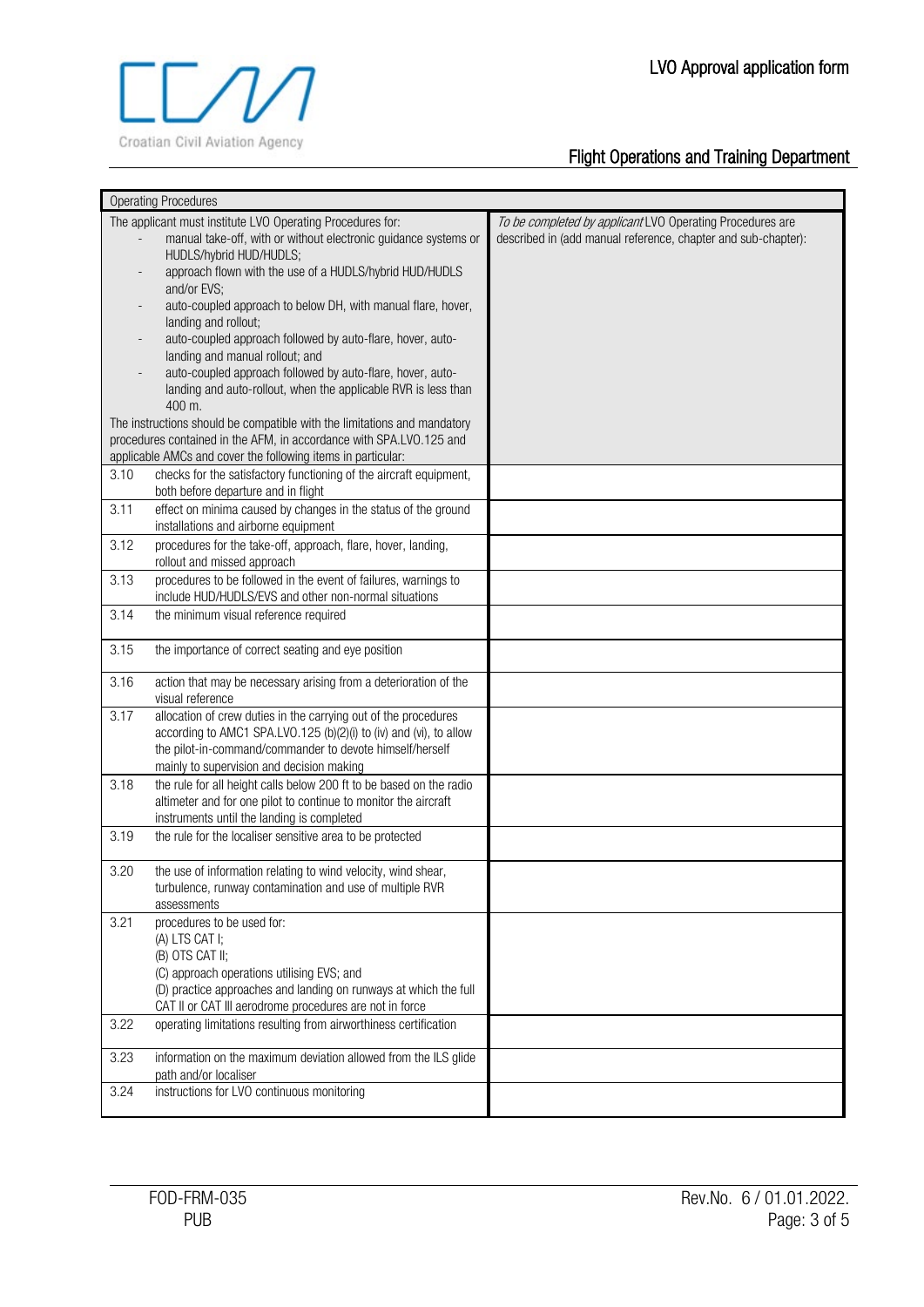| Operating Procedures | | |
|---|---|---|
| The applicant must institute LVO Operating Procedures for:<br>- manual take-off, with or without electronic guidance systems or HUDLS/hybrid HUD/HUDLS;<br>- approach flown with the use of a HUDLS/hybrid HUD/HUDLS and/or EVS;<br>- auto-coupled approach to below DH, with manual flare, hover, landing and rollout;<br>- auto-coupled approach followed by auto-flare, hover, auto-landing and manual rollout; and<br>- auto-coupled approach followed by auto-flare, hover, auto-landing and auto-rollout, when the applicable RVR is less than 400 m.<br>The instructions should be compatible with the limitations and mandatory procedures contained in the AFM, in accordance with SPA.LVO.125 and applicable AMCs and cover the following items in particular: | | *To be completed by applicant* LVO Operating Procedures are described in (add manual reference, chapter and sub-chapter): |
| 3.10 | checks for the satisfactory functioning of the aircraft equipment, both before departure and in flight | |
| 3.11 | effect on minima caused by changes in the status of the ground installations and airborne equipment | |
| 3.12 | procedures for the take-off, approach, flare, hover, landing, rollout and missed approach | |
| 3.13 | procedures to be followed in the event of failures, warnings to include HUD/HUDLS/EVS and other non-normal situations | |
| 3.14 | the minimum visual reference required | |
| 3.15 | the importance of correct seating and eye position | |
| 3.16 | action that may be necessary arising from a deterioration of the visual reference | |
| 3.17 | allocation of crew duties in the carrying out of the procedures according to AMC1 SPA.LVO.125 (b)(2)(i) to (iv) and (vi), to allow the pilot-in-command/commander to devote himself/herself mainly to supervision and decision making | |
| 3.18 | the rule for all height calls below 200 ft to be based on the radio altimeter and for one pilot to continue to monitor the aircraft instruments until the landing is completed | |
| 3.19 | the rule for the localiser sensitive area to be protected | |
| 3.20 | the use of information relating to wind velocity, wind shear, turbulence, runway contamination and use of multiple RVR assessments | |
| 3.21 | procedures to be used for:<br>(A) LTS CAT I;<br>(B) OTS CAT II;<br>(C) approach operations utilising EVS; and<br>(D) practice approaches and landing on runways at which the full CAT II or CAT III aerodrome procedures are not in force | |
| 3.22 | operating limitations resulting from airworthiness certification | |
| 3.23 | information on the maximum deviation allowed from the ILS glide path and/or localiser | |
| 3.24 | instructions for LVO continuous monitoring | |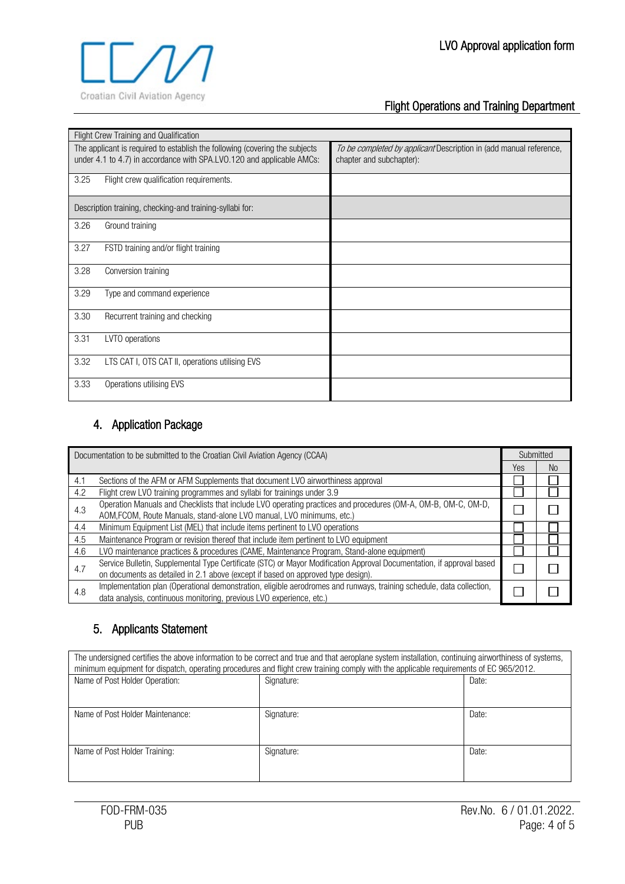| Flight Crew Training and Qualification | |
|---|---|
| The applicant is required to establish the following (covering the subjects under 4.1 to 4.7) in accordance with SPA.LVO.120 and applicable AMCs: | *To be completed by applicant* Description in (add manual reference, chapter and subchapter): |
| 3.25 Flight crew qualification requirements. | |
| Description training, checking-and training-syllabi for: | |
| 3.26 Ground training | |
| 3.27 FSTD training and/or flight training | |
| 3.28 Conversion training | |
| 3.29 Type and command experience | |
| 3.30 Recurrent training and checking | |
| 3.31 LVTO operations | |
| 3.32 LTS CAT I, OTS CAT II, operations utilising EVS | |
| 3.33 Operations utilising EVS | |

## 4. Application Package

| | Documentation to be submitted to the Croatian Civil Aviation Agency (CCAA) | Submitted | |
|---|---|---|---|
| | | Yes | No |
| 4.1 | Sections of the AFM or AFM Supplements that document LVO airworthiness approval | ☐ | ☐ |
| 4.2 | Flight crew LVO training programmes and syllabi for trainings under 3.9 | ☐ | ☐ |
| 4.3 | Operation Manuals and Checklists that include LVO operating practices and procedures (OM-A, OM-B, OM-C, OM-D, AOM,FCOM, Route Manuals, stand-alone LVO manual, LVO minimums, etc.) | ☐ | ☐ |
| 4.4 | Minimum Equipment List (MEL) that include items pertinent to LVO operations | ☐ | ☐ |
| 4.5 | Maintenance Program or revision thereof that include item pertinent to LVO equipment | ☐ | ☐ |
| 4.6 | LVO maintenance practices & procedures (CAME, Maintenance Program, Stand-alone equipment) | ☐ | ☐ |
| 4.7 | Service Bulletin, Supplemental Type Certificate (STC) or Mayor Modification Approval Documentation, if approval based on documents as detailed in 2.1 above (except if based on approved type design). | ☐ | ☐ |
| 4.8 | Implementation plan (Operational demonstration, eligible aerodromes and runways, training schedule, data collection, data analysis, continuous monitoring, previous LVO experience, etc.) | ☐ | ☐ |

## 5. Applicants Statement

| The undersigned certifies the above information to be correct and true and that aeroplane system installation, continuing airworthiness of systems, minimum equipment for dispatch, operating procedures and flight crew training comply with the applicable requirements of EC 965/2012. | | |
|---|---|---|
| Name of Post Holder Operation: | Signature: | Date: |
| Name of Post Holder Maintenance: | Signature: | Date: |
| Name of Post Holder Training: | Signature: | Date: |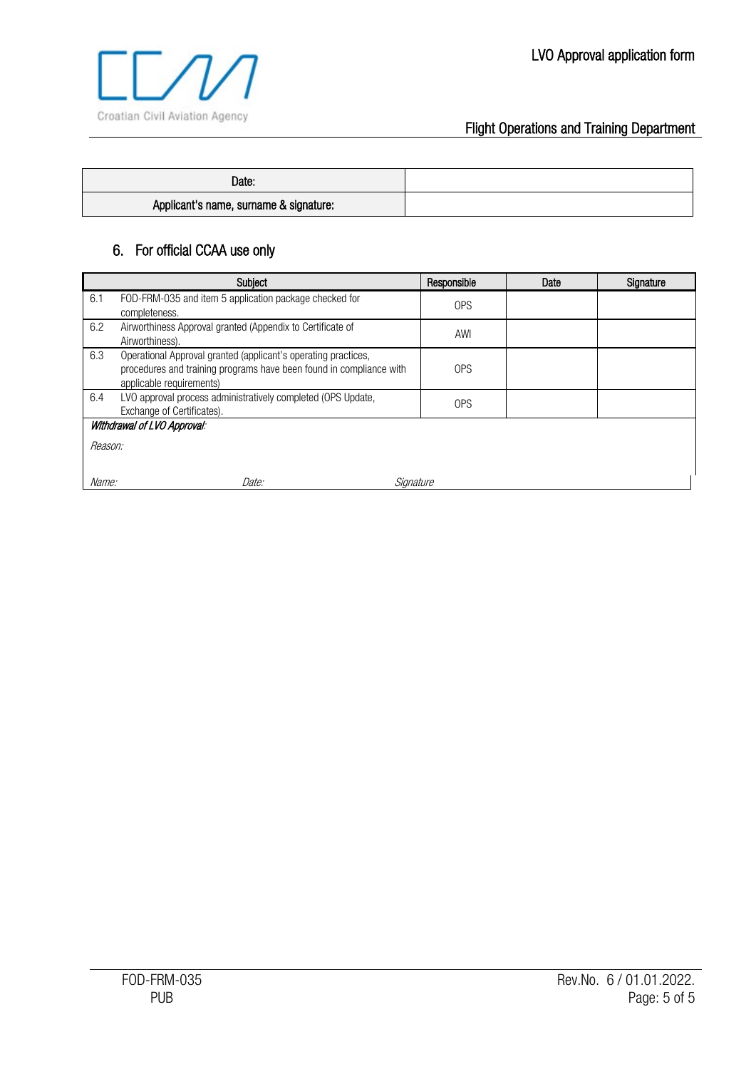| | |
|---|---|
| Date: | |
| Applicant's name, surname & signature: | |

## 6. For official CCAA use only

| | Subject | Responsible | Date | Signature |
|---|---|---|---|---|
| 6.1 | FOD-FRM-035 and item 5 application package checked for completeness. | OPS | | |
| 6.2 | Airworthiness Approval granted (Appendix to Certificate of Airworthiness). | AWI | | |
| 6.3 | Operational Approval granted (applicant's operating practices, procedures and training programs have been found in compliance with applicable requirements) | OPS | | |
| 6.4 | LVO approval process administratively completed (OPS Update, Exchange of Certificates). | OPS | | |

***Withdrawal of LVO Approval:***

*Reason:*

*Name:* *Date:* *Signature*